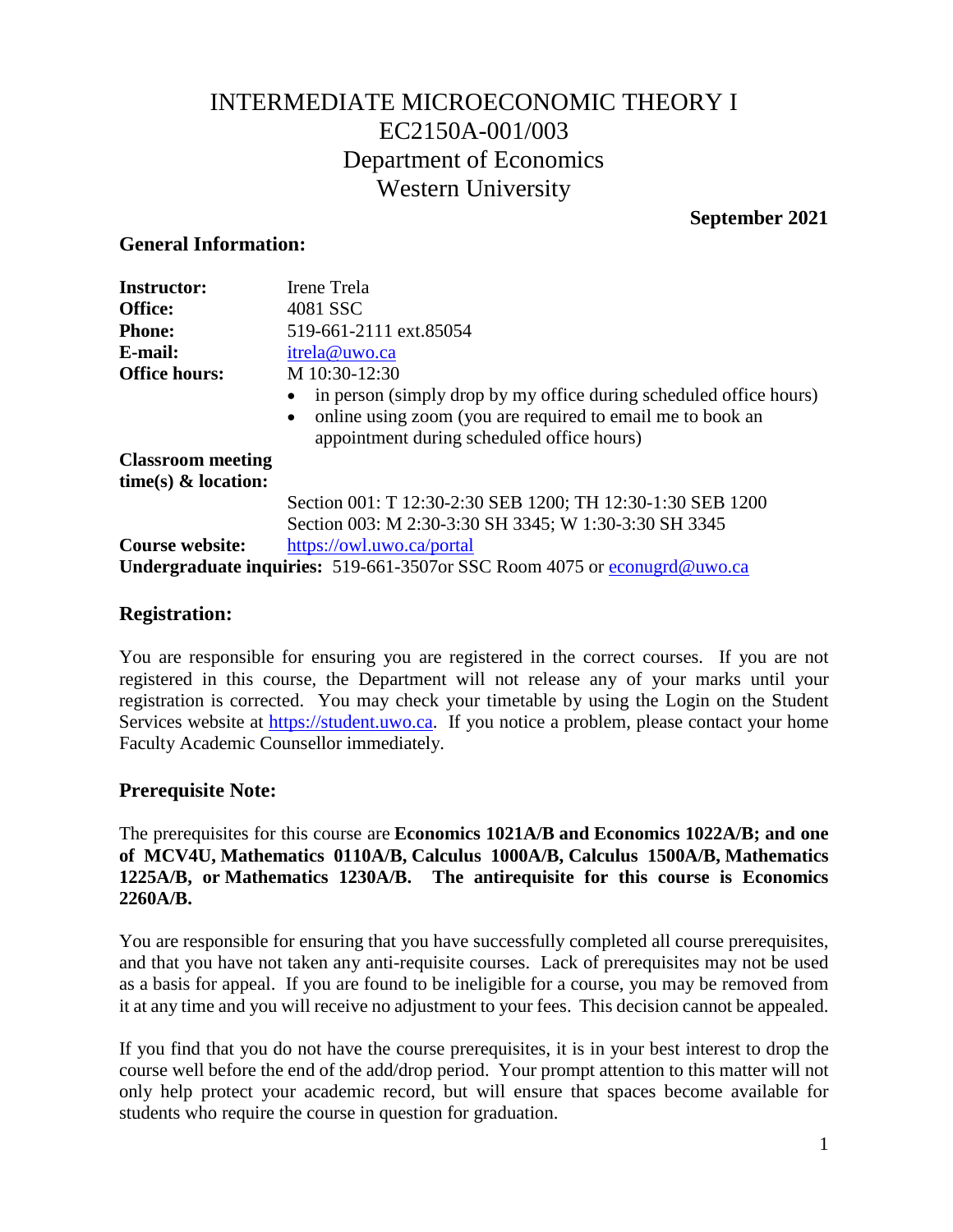# INTERMEDIATE MICROECONOMIC THEORY I
# EC2150A-001/003
# Department of Economics
# Western University

**September 2021**

## General Information:

| | |
|---|---|
| **Instructor:** | Irene Trela |
| **Office:** | 4081 SSC |
| **Phone:** | 519-661-2111 ext.85054 |
| **E-mail:** | itrela@uwo.ca |
| **Office hours:** | M 10:30-12:30<br>• in person (simply drop by my office during scheduled office hours)<br>• online using zoom (you are required to email me to book an appointment during scheduled office hours) |
| **Classroom meeting time(s) & location:** | Section 001: T 12:30-2:30 SEB 1200; TH 12:30-1:30 SEB 1200<br>Section 003: M 2:30-3:30 SH 3345; W 1:30-3:30 SH 3345 |
| **Course website:** | https://owl.uwo.ca/portal |

**Undergraduate inquiries:** 519-661-3507or SSC Room 4075 or econugrd@uwo.ca

## Registration:

You are responsible for ensuring you are registered in the correct courses. If you are not registered in this course, the Department will not release any of your marks until your registration is corrected. You may check your timetable by using the Login on the Student Services website at https://student.uwo.ca. If you notice a problem, please contact your home Faculty Academic Counsellor immediately.

## Prerequisite Note:

The prerequisites for this course are **Economics 1021A/B and Economics 1022A/B; and one of MCV4U, Mathematics 0110A/B, Calculus 1000A/B, Calculus 1500A/B, Mathematics 1225A/B, or Mathematics 1230A/B. The antirequisite for this course is Economics 2260A/B.**

You are responsible for ensuring that you have successfully completed all course prerequisites, and that you have not taken any anti-requisite courses. Lack of prerequisites may not be used as a basis for appeal. If you are found to be ineligible for a course, you may be removed from it at any time and you will receive no adjustment to your fees. This decision cannot be appealed.

If you find that you do not have the course prerequisites, it is in your best interest to drop the course well before the end of the add/drop period. Your prompt attention to this matter will not only help protect your academic record, but will ensure that spaces become available for students who require the course in question for graduation.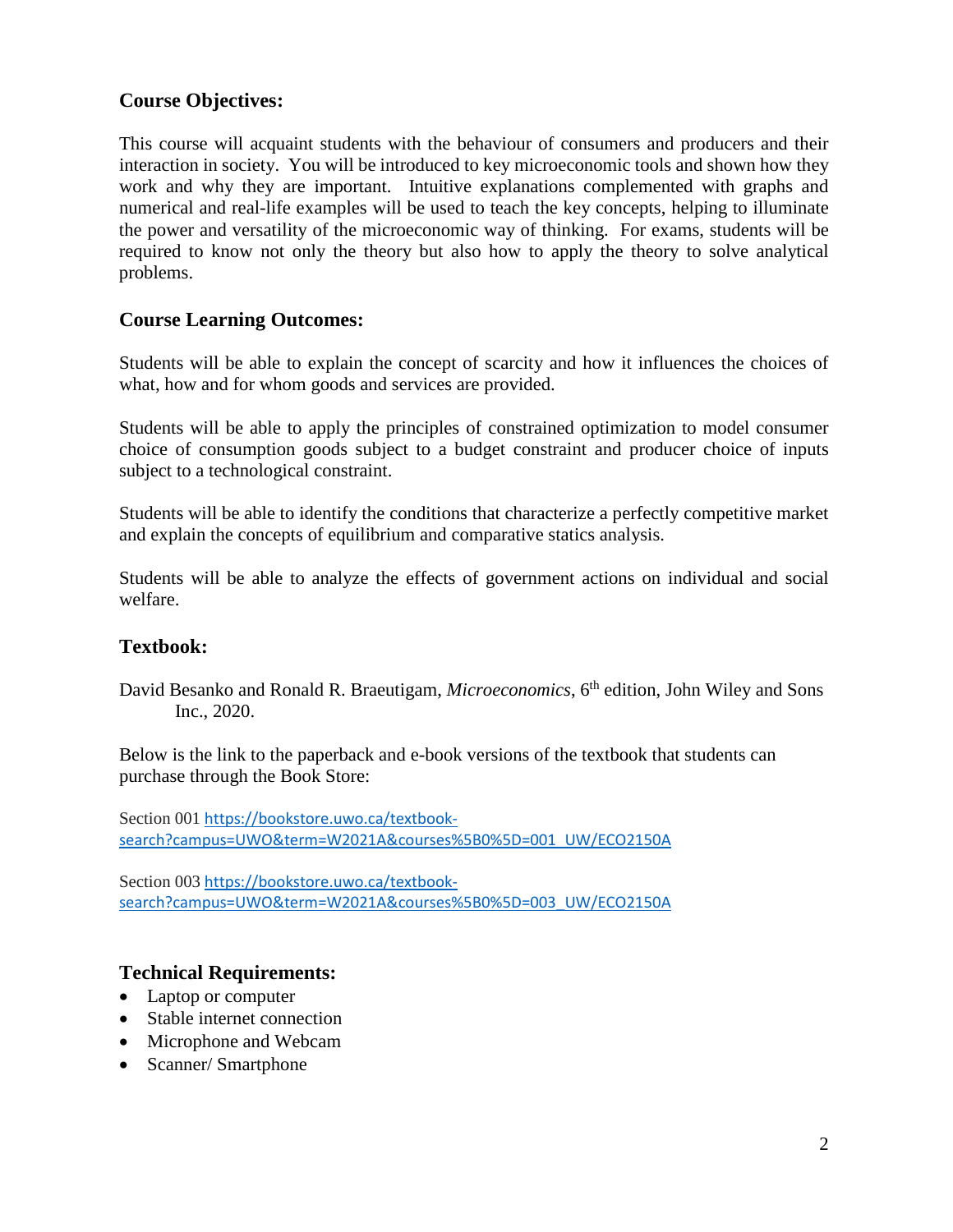## Course Objectives:

This course will acquaint students with the behaviour of consumers and producers and their interaction in society. You will be introduced to key microeconomic tools and shown how they work and why they are important. Intuitive explanations complemented with graphs and numerical and real-life examples will be used to teach the key concepts, helping to illuminate the power and versatility of the microeconomic way of thinking. For exams, students will be required to know not only the theory but also how to apply the theory to solve analytical problems.

## Course Learning Outcomes:

Students will be able to explain the concept of scarcity and how it influences the choices of what, how and for whom goods and services are provided.

Students will be able to apply the principles of constrained optimization to model consumer choice of consumption goods subject to a budget constraint and producer choice of inputs subject to a technological constraint.

Students will be able to identify the conditions that characterize a perfectly competitive market and explain the concepts of equilibrium and comparative statics analysis.

Students will be able to analyze the effects of government actions on individual and social welfare.

## Textbook:

David Besanko and Ronald R. Braeutigam, *Microeconomics*, 6th edition, John Wiley and Sons Inc., 2020.

Below is the link to the paperback and e-book versions of the textbook that students can purchase through the Book Store:

Section 001 https://bookstore.uwo.ca/textbook-search?campus=UWO&term=W2021A&courses%5B0%5D=001_UW/ECO2150A

Section 003 https://bookstore.uwo.ca/textbook-search?campus=UWO&term=W2021A&courses%5B0%5D=003_UW/ECO2150A

## Technical Requirements:

- Laptop or computer
- Stable internet connection
- Microphone and Webcam
- Scanner/ Smartphone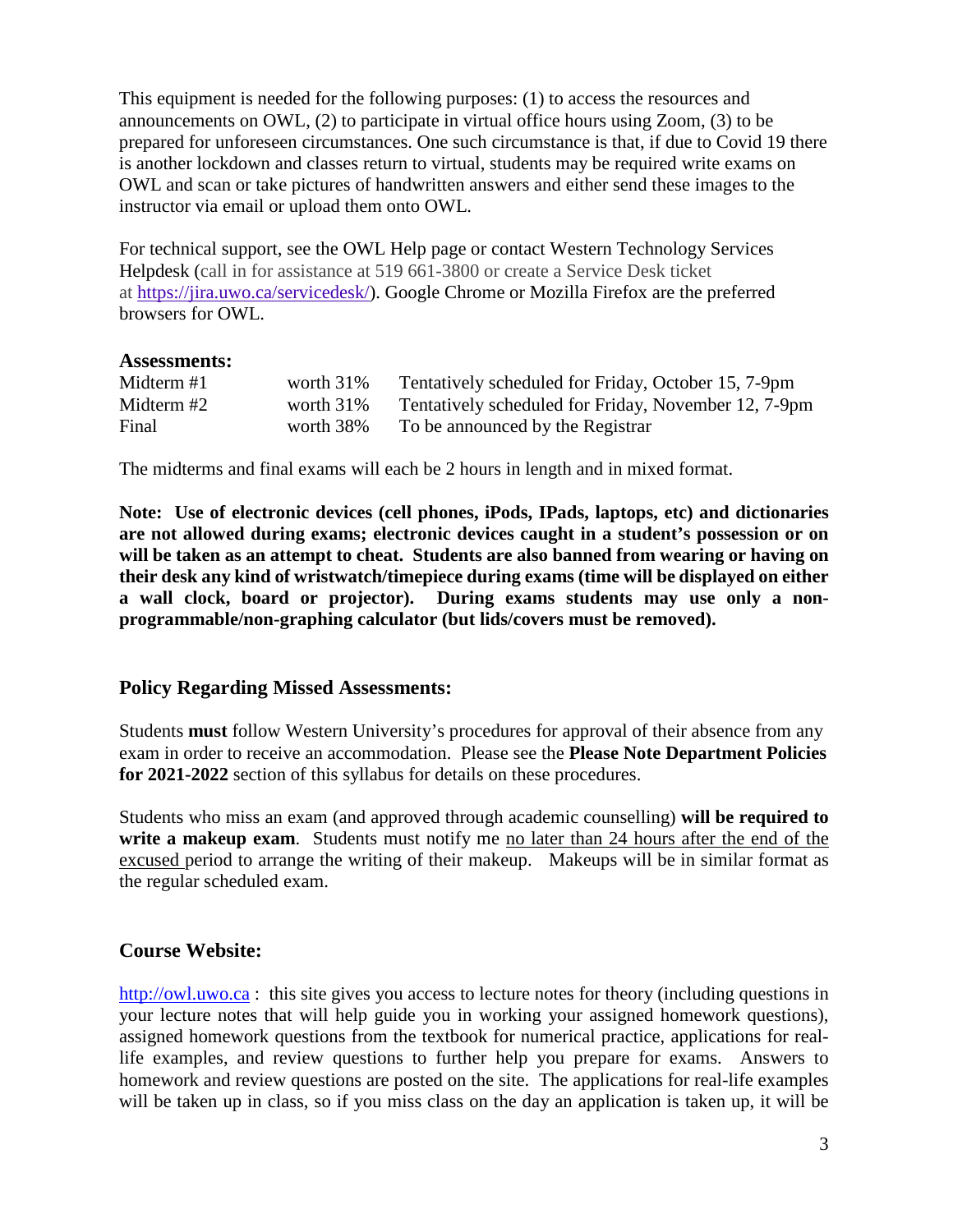This equipment is needed for the following purposes: (1) to access the resources and announcements on OWL, (2) to participate in virtual office hours using Zoom, (3) to be prepared for unforeseen circumstances. One such circumstance is that, if due to Covid 19 there is another lockdown and classes return to virtual, students may be required write exams on OWL and scan or take pictures of handwritten answers and either send these images to the instructor via email or upload them onto OWL.

For technical support, see the OWL Help page or contact Western Technology Services Helpdesk (call in for assistance at 519 661-3800 or create a Service Desk ticket at https://jira.uwo.ca/servicedesk/). Google Chrome or Mozilla Firefox are the preferred browsers for OWL.

**Assessments:**

| | | |
|---|---|---|
| Midterm #1 | worth 31% | Tentatively scheduled for Friday, October 15, 7-9pm |
| Midterm #2 | worth 31% | Tentatively scheduled for Friday, November 12, 7-9pm |
| Final | worth 38% | To be announced by the Registrar |

The midterms and final exams will each be 2 hours in length and in mixed format.

**Note: Use of electronic devices (cell phones, iPods, IPads, laptops, etc) and dictionaries are not allowed during exams; electronic devices caught in a student's possession or on will be taken as an attempt to cheat. Students are also banned from wearing or having on their desk any kind of wristwatch/timepiece during exams (time will be displayed on either a wall clock, board or projector). During exams students may use only a non-programmable/non-graphing calculator (but lids/covers must be removed).**

## Policy Regarding Missed Assessments:

Students **must** follow Western University's procedures for approval of their absence from any exam in order to receive an accommodation. Please see the **Please Note Department Policies for 2021-2022** section of this syllabus for details on these procedures.

Students who miss an exam (and approved through academic counselling) **will be required to write a makeup exam**. Students must notify me no later than 24 hours after the end of the excused period to arrange the writing of their makeup. Makeups will be in similar format as the regular scheduled exam.

## Course Website:

http://owl.uwo.ca : this site gives you access to lecture notes for theory (including questions in your lecture notes that will help guide you in working your assigned homework questions), assigned homework questions from the textbook for numerical practice, applications for real-life examples, and review questions to further help you prepare for exams. Answers to homework and review questions are posted on the site. The applications for real-life examples will be taken up in class, so if you miss class on the day an application is taken up, it will be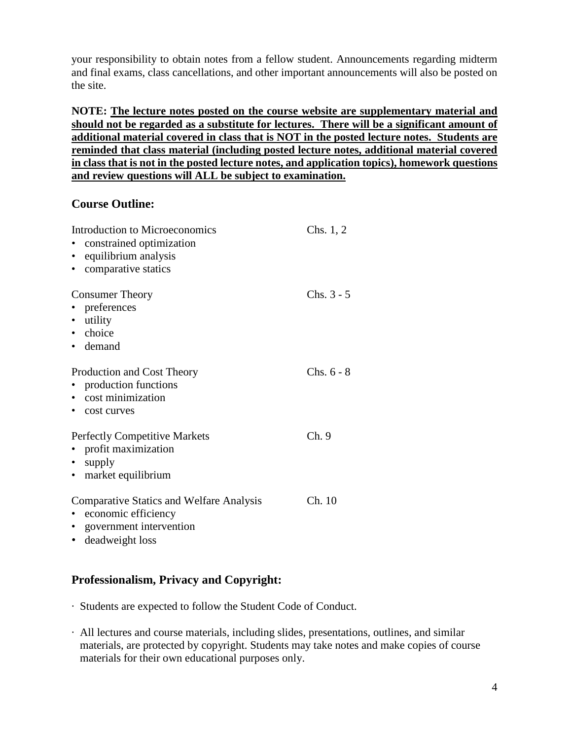your responsibility to obtain notes from a fellow student. Announcements regarding midterm and final exams, class cancellations, and other important announcements will also be posted on the site.

**NOTE: <u>The lecture notes posted on the course website are supplementary material and should not be regarded as a substitute for lectures. There will be a significant amount of additional material covered in class that is NOT in the posted lecture notes. Students are reminded that class material (including posted lecture notes, additional material covered in class that is not in the posted lecture notes, and application topics), homework questions and review questions will ALL be subject to examination.</u>**

## Course Outline:

Introduction to Microeconomics — Chs. 1, 2
- constrained optimization
- equilibrium analysis
- comparative statics

Consumer Theory — Chs. 3 - 5
- preferences
- utility
- choice
- demand

Production and Cost Theory — Chs. 6 - 8
- production functions
- cost minimization
- cost curves

Perfectly Competitive Markets — Ch. 9
- profit maximization
- supply
- market equilibrium

Comparative Statics and Welfare Analysis — Ch. 10
- economic efficiency
- government intervention
- deadweight loss

## Professionalism, Privacy and Copyright:

- Students are expected to follow the Student Code of Conduct.
- All lectures and course materials, including slides, presentations, outlines, and similar materials, are protected by copyright. Students may take notes and make copies of course materials for their own educational purposes only.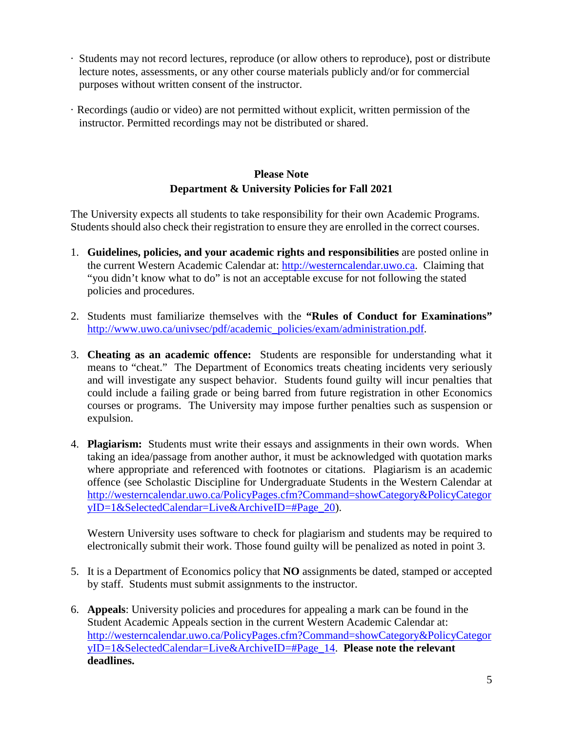- Students may not record lectures, reproduce (or allow others to reproduce), post or distribute lecture notes, assessments, or any other course materials publicly and/or for commercial purposes without written consent of the instructor.
- Recordings (audio or video) are not permitted without explicit, written permission of the instructor. Permitted recordings may not be distributed or shared.

## Please Note
## Department & University Policies for Fall 2021

The University expects all students to take responsibility for their own Academic Programs. Students should also check their registration to ensure they are enrolled in the correct courses.

1. **Guidelines, policies, and your academic rights and responsibilities** are posted online in the current Western Academic Calendar at: http://westerncalendar.uwo.ca. Claiming that "you didn't know what to do" is not an acceptable excuse for not following the stated policies and procedures.

2. Students must familiarize themselves with the **"Rules of Conduct for Examinations"** http://www.uwo.ca/univsec/pdf/academic_policies/exam/administration.pdf.

3. **Cheating as an academic offence:** Students are responsible for understanding what it means to "cheat." The Department of Economics treats cheating incidents very seriously and will investigate any suspect behavior. Students found guilty will incur penalties that could include a failing grade or being barred from future registration in other Economics courses or programs. The University may impose further penalties such as suspension or expulsion.

4. **Plagiarism:** Students must write their essays and assignments in their own words. When taking an idea/passage from another author, it must be acknowledged with quotation marks where appropriate and referenced with footnotes or citations. Plagiarism is an academic offence (see Scholastic Discipline for Undergraduate Students in the Western Calendar at http://westerncalendar.uwo.ca/PolicyPages.cfm?Command=showCategory&PolicyCategoryID=1&SelectedCalendar=Live&ArchiveID=#Page_20).

   Western University uses software to check for plagiarism and students may be required to electronically submit their work. Those found guilty will be penalized as noted in point 3.

5. It is a Department of Economics policy that **NO** assignments be dated, stamped or accepted by staff. Students must submit assignments to the instructor.

6. **Appeals**: University policies and procedures for appealing a mark can be found in the Student Academic Appeals section in the current Western Academic Calendar at: http://westerncalendar.uwo.ca/PolicyPages.cfm?Command=showCategory&PolicyCategoryID=1&SelectedCalendar=Live&ArchiveID=#Page_14. **Please note the relevant deadlines.**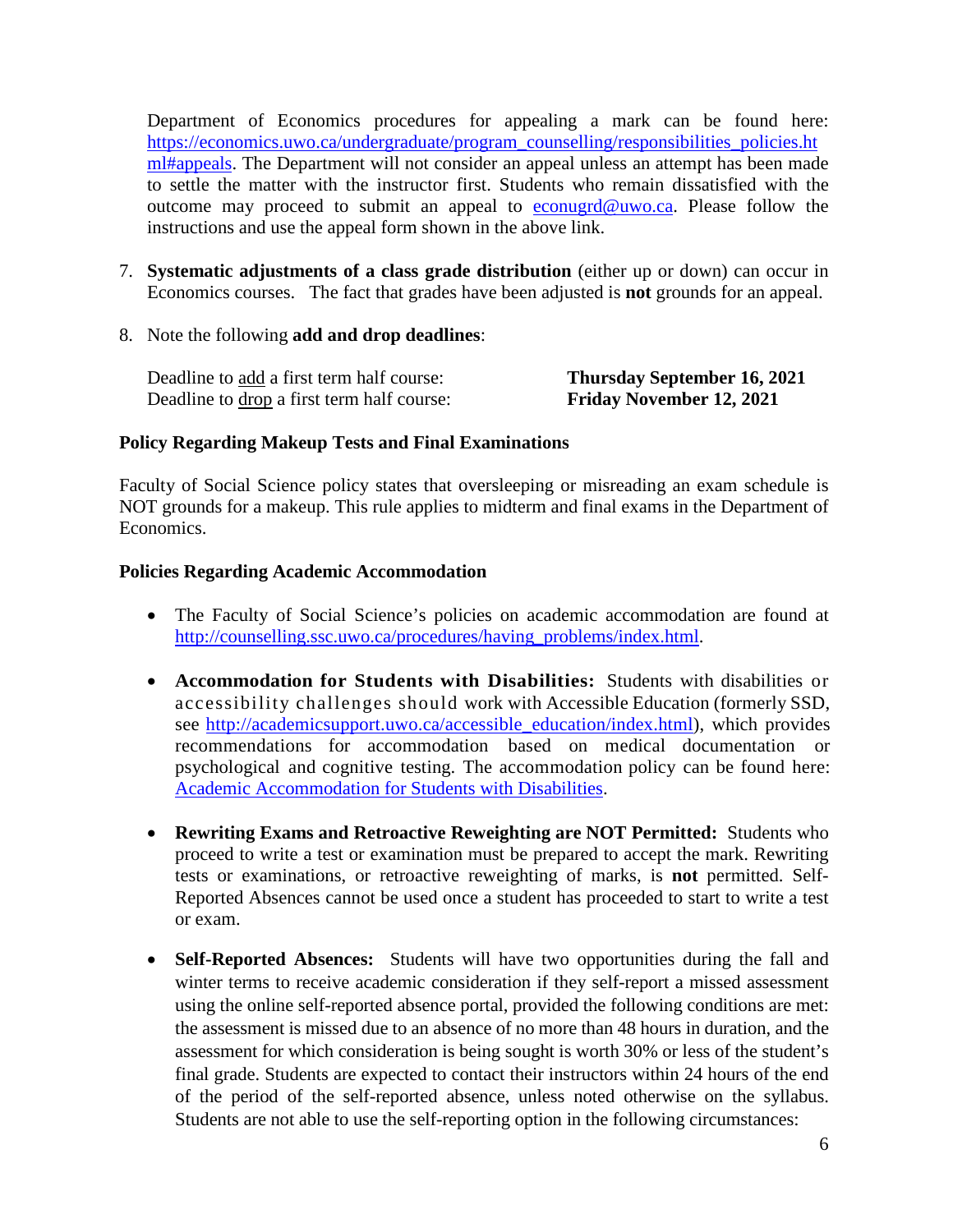Department of Economics procedures for appealing a mark can be found here: [https://economics.uwo.ca/undergraduate/program_counselling/responsibilities_policies.html#appeals](https://economics.uwo.ca/undergraduate/program_counselling/responsibilities_policies.html#appeals). The Department will not consider an appeal unless an attempt has been made to settle the matter with the instructor first. Students who remain dissatisfied with the outcome may proceed to submit an appeal to [econugrd@uwo.ca](mailto:econugrd@uwo.ca). Please follow the instructions and use the appeal form shown in the above link.

7. **Systematic adjustments of a class grade distribution** (either up or down) can occur in Economics courses. The fact that grades have been adjusted is **not** grounds for an appeal.

8. Note the following **add and drop deadlines**:

| | |
|---|---|
| Deadline to add a first term half course: | **Thursday September 16, 2021** |
| Deadline to drop a first term half course: | **Friday November 12, 2021** |

**Policy Regarding Makeup Tests and Final Examinations**

Faculty of Social Science policy states that oversleeping or misreading an exam schedule is NOT grounds for a makeup. This rule applies to midterm and final exams in the Department of Economics.

**Policies Regarding Academic Accommodation**

- The Faculty of Social Science's policies on academic accommodation are found at [http://counselling.ssc.uwo.ca/procedures/having_problems/index.html](http://counselling.ssc.uwo.ca/procedures/having_problems/index.html).

- **Accommodation for Students with Disabilities:** Students with disabilities or accessibility challenges should work with Accessible Education (formerly SSD, see [http://academicsupport.uwo.ca/accessible_education/index.html](http://academicsupport.uwo.ca/accessible_education/index.html)), which provides recommendations for accommodation based on medical documentation or psychological and cognitive testing. The accommodation policy can be found here: Academic Accommodation for Students with Disabilities.

- **Rewriting Exams and Retroactive Reweighting are NOT Permitted:** Students who proceed to write a test or examination must be prepared to accept the mark. Rewriting tests or examinations, or retroactive reweighting of marks, is **not** permitted. Self-Reported Absences cannot be used once a student has proceeded to start to write a test or exam.

- **Self-Reported Absences:** Students will have two opportunities during the fall and winter terms to receive academic consideration if they self-report a missed assessment using the online self-reported absence portal, provided the following conditions are met: the assessment is missed due to an absence of no more than 48 hours in duration, and the assessment for which consideration is being sought is worth 30% or less of the student's final grade. Students are expected to contact their instructors within 24 hours of the end of the period of the self-reported absence, unless noted otherwise on the syllabus. Students are not able to use the self-reporting option in the following circumstances: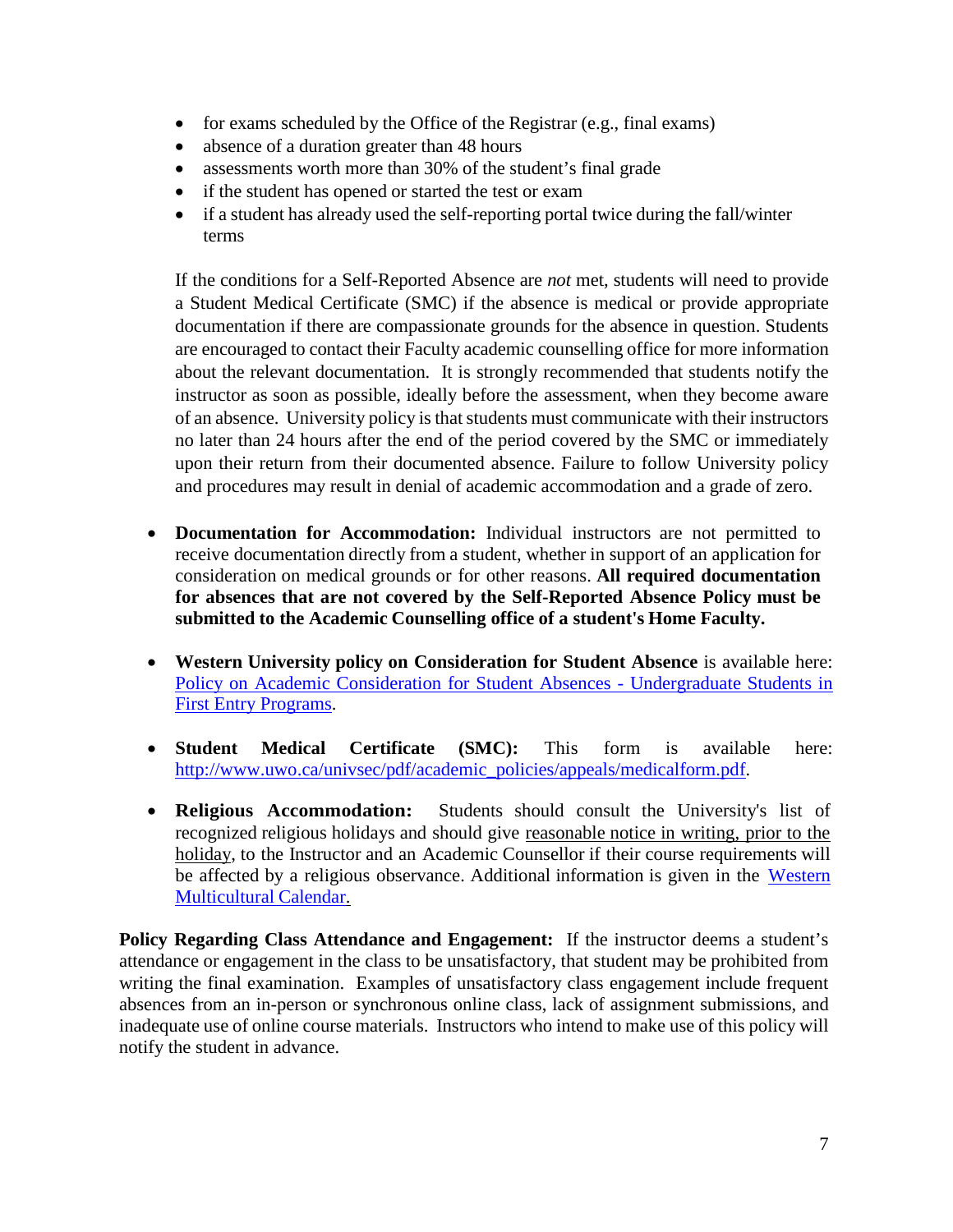- for exams scheduled by the Office of the Registrar (e.g., final exams)
- absence of a duration greater than 48 hours
- assessments worth more than 30% of the student's final grade
- if the student has opened or started the test or exam
- if a student has already used the self-reporting portal twice during the fall/winter terms

If the conditions for a Self-Reported Absence are *not* met, students will need to provide a Student Medical Certificate (SMC) if the absence is medical or provide appropriate documentation if there are compassionate grounds for the absence in question. Students are encouraged to contact their Faculty academic counselling office for more information about the relevant documentation. It is strongly recommended that students notify the instructor as soon as possible, ideally before the assessment, when they become aware of an absence. University policy is that students must communicate with their instructors no later than 24 hours after the end of the period covered by the SMC or immediately upon their return from their documented absence. Failure to follow University policy and procedures may result in denial of academic accommodation and a grade of zero.

- **Documentation for Accommodation:** Individual instructors are not permitted to receive documentation directly from a student, whether in support of an application for consideration on medical grounds or for other reasons. **All required documentation for absences that are not covered by the Self-Reported Absence Policy must be submitted to the Academic Counselling office of a student's Home Faculty.**

- **Western University policy on Consideration for Student Absence** is available here: Policy on Academic Consideration for Student Absences - Undergraduate Students in First Entry Programs.

- **Student Medical Certificate (SMC):** This form is available here: http://www.uwo.ca/univsec/pdf/academic_policies/appeals/medicalform.pdf.

- **Religious Accommodation:** Students should consult the University's list of recognized religious holidays and should give reasonable notice in writing, prior to the holiday, to the Instructor and an Academic Counsellor if their course requirements will be affected by a religious observance. Additional information is given in the Western Multicultural Calendar.

**Policy Regarding Class Attendance and Engagement:** If the instructor deems a student's attendance or engagement in the class to be unsatisfactory, that student may be prohibited from writing the final examination. Examples of unsatisfactory class engagement include frequent absences from an in-person or synchronous online class, lack of assignment submissions, and inadequate use of online course materials. Instructors who intend to make use of this policy will notify the student in advance.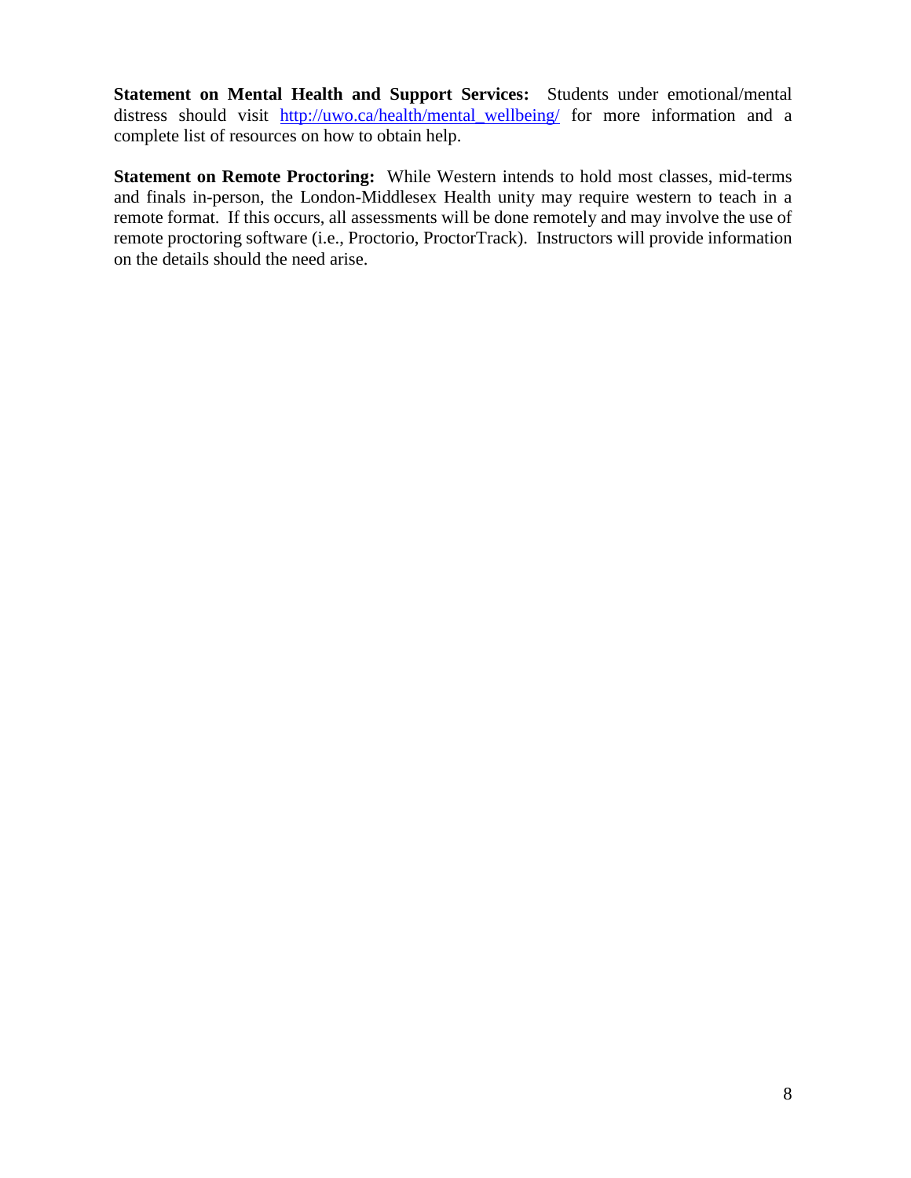**Statement on Mental Health and Support Services:** Students under emotional/mental distress should visit http://uwo.ca/health/mental_wellbeing/ for more information and a complete list of resources on how to obtain help.

**Statement on Remote Proctoring:** While Western intends to hold most classes, mid-terms and finals in-person, the London-Middlesex Health unity may require western to teach in a remote format. If this occurs, all assessments will be done remotely and may involve the use of remote proctoring software (i.e., Proctorio, ProctorTrack). Instructors will provide information on the details should the need arise.